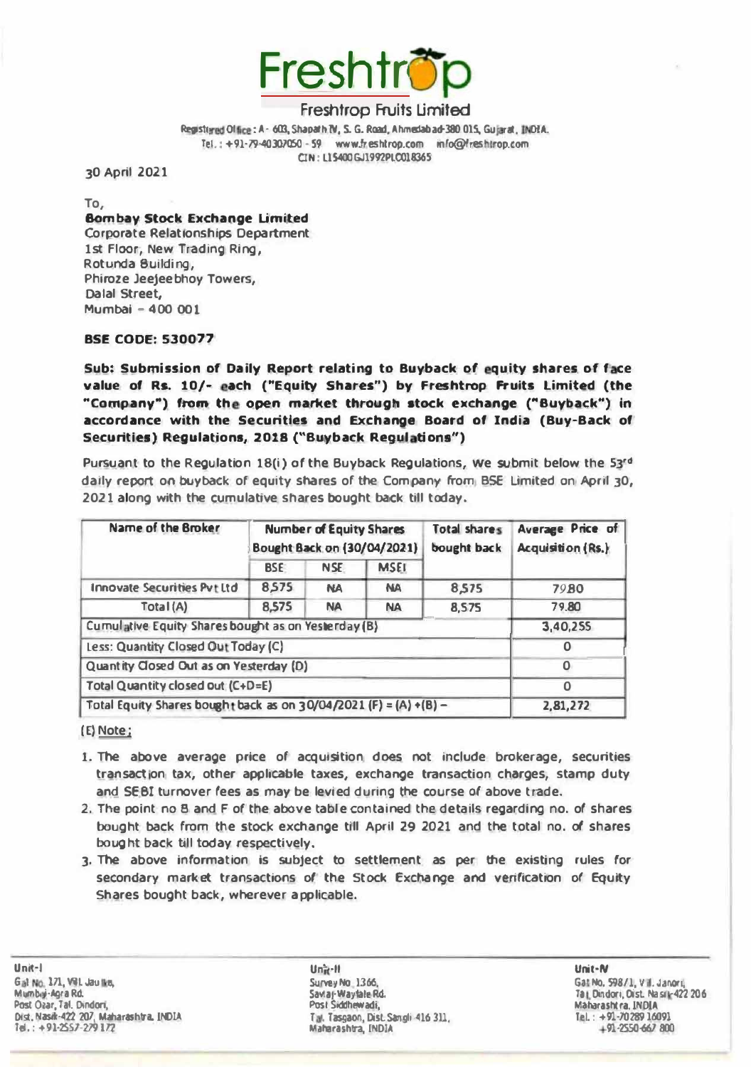# Freshtrop

Freshtrop Fruits Limited

Registered Office : A - 603, Shapath IV, S. G. Road, Ahmedabad-380 015, Gujarat, INDIA.
Tel. : +91-79-40307050 - 59 www.freshtrop.com info@freshtrop.com
CIN : L15400GJ1992PLC018365

30 April 2021

To,
**Bombay Stock Exchange Limited**
Corporate Relationships Department
1st Floor, New Trading Ring,
Rotunda Building,
Phiroze Jeejeebhoy Towers,
Dalal Street,
Mumbai - 400 001

**BSE CODE: 530077**

**Sub: Submission of Daily Report relating to Buyback of equity shares of face value of Rs. 10/- each ("Equity Shares") by Freshtrop Fruits Limited (the "Company") from the open market through stock exchange ("Buyback") in accordance with the Securities and Exchange Board of India (Buy-Back of Securities) Regulations, 2018 ("Buyback Regulations")**

Pursuant to the Regulation 18(i) of the Buyback Regulations, we submit below the 53rd daily report on buyback of equity shares of the Company from BSE Limited on April 30, 2021 along with the cumulative shares bought back till today.

| Name of the Broker | Number of Equity Shares Bought Back on (30/04/2021) | | | Total shares bought back | Average Price of Acquisition (Rs.) |
|---|---|---|---|---|---|
| | BSE | NSE | MSEI | | |
| Innovate Securities Pvt Ltd | 8,575 | NA | NA | 8,575 | 79.80 |
| Total (A) | 8,575 | NA | NA | 8,575 | 79.80 |
| Cumulative Equity Shares bought as on Yesterday (B) | | | | | 3,40,255 |
| Less: Quantity Closed Out Today (C) | | | | | 0 |
| Quantity Closed Out as on Yesterday (D) | | | | | 0 |
| Total Quantity closed out (C+D=E) | | | | | 0 |
| Total Equity Shares bought back as on 30/04/2021 (F) = (A) +(B) – | | | | | 2,81,272 |

(E) Note;

1. The above average price of acquisition does not include brokerage, securities transaction tax, other applicable taxes, exchange transaction charges, stamp duty and SEBI turnover fees as may be levied during the course of above trade.
2. The point no B and F of the above table contained the details regarding no. of shares bought back from the stock exchange till April 29 2021 and the total no. of shares bought back till today respectively.
3. The above information is subject to settlement as per the existing rules for secondary market transactions of the Stock Exchange and verification of Equity Shares bought back, wherever applicable.

**Unit-I**
Gat No. 171, Vill. Jaulke,
Mumbai-Agra Rd.
Post Ozar, Tal. Dindori,
Dist. Nasik-422 207, Maharashtra. INDIA
Tel. : +91-2557-279 172

**Unit-II**
Survey No. 1366,
Savlaj-Waytale Rd.
Post Siddhewadi,
Tal. Tasgaon, Dist. Sangli-416 311,
Maharashtra, INDIA

**Unit-IV**
Gat No. 598/1, Vill. Janori,
Tal. Dindori, Dist. Nasik-422 206
Maharashtra, INDIA
Tel. : +91-70289 16091
+91-2550-667 800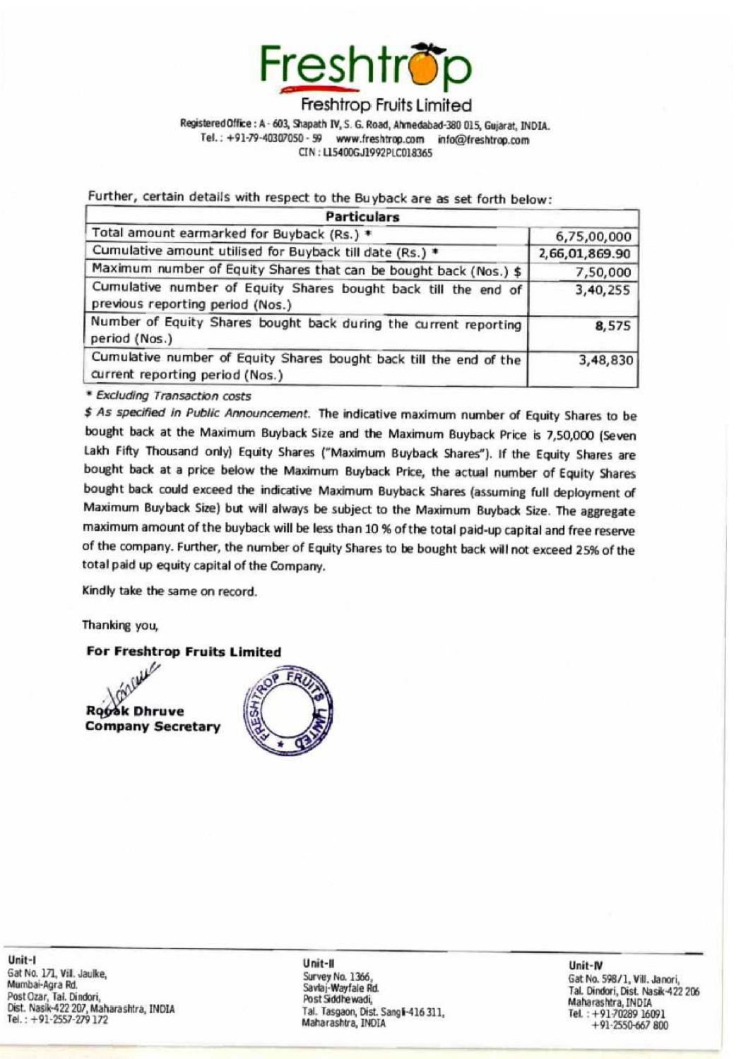# Freshtrop

Freshtrop Fruits Limited

Registered Office : A - 603, Shapath IV, S. G. Road, Ahmedabad-380 015, Gujarat, INDIA.
Tel. : +91-79-40307050 - 59 www.freshtrop.com info@freshtrop.com
CIN : L15400GJ1992PLC018365

Further, certain details with respect to the Buyback are as set forth below:

| Particulars | |
|---|---|
| Total amount earmarked for Buyback (Rs.) * | 6,75,00,000 |
| Cumulative amount utilised for Buyback till date (Rs.) * | 2,66,01,869.90 |
| Maximum number of Equity Shares that can be bought back (Nos.) $ | 7,50,000 |
| Cumulative number of Equity Shares bought back till the end of previous reporting period (Nos.) | 3,40,255 |
| Number of Equity Shares bought back during the current reporting period (Nos.) | 8,575 |
| Cumulative number of Equity Shares bought back till the end of the current reporting period (Nos.) | 3,48,830 |

\* *Excluding Transaction costs*

$ *As specified in Public Announcement.* The indicative maximum number of Equity Shares to be bought back at the Maximum Buyback Size and the Maximum Buyback Price is 7,50,000 (Seven Lakh Fifty Thousand only) Equity Shares ("Maximum Buyback Shares"). If the Equity Shares are bought back at a price below the Maximum Buyback Price, the actual number of Equity Shares bought back could exceed the indicative Maximum Buyback Shares (assuming full deployment of Maximum Buyback Size) but will always be subject to the Maximum Buyback Size. The aggregate maximum amount of the buyback will be less than 10 % of the total paid-up capital and free reserve of the company. Further, the number of Equity Shares to be bought back will not exceed 25% of the total paid up equity capital of the Company.

Kindly take the same on record.

Thanking you,

**For Freshtrop Fruits Limited**

**Roopk Dhruve**
**Company Secretary**

Unit-I
Gat No. 171, Vill. Jaulke,
Mumbai-Agra Rd.
Post Ozar, Tal. Dindori,
Dist. Nasik-422 207, Maharashtra, INDIA
Tel. : +91-2557-279 172

Unit-II
Survey No. 1366,
Savlaj-Wayfale Rd.
Post Siddhewadi,
Tal. Tasgaon, Dist. Sangli-416 311,
Maharashtra, INDIA

Unit-IV
Gat No. 598/1, Vill. Janori,
Tal. Dindori, Dist. Nasik-422 206
Maharashtra, INDIA
Tel. : +91-70289 16091
+91-2550-667 800